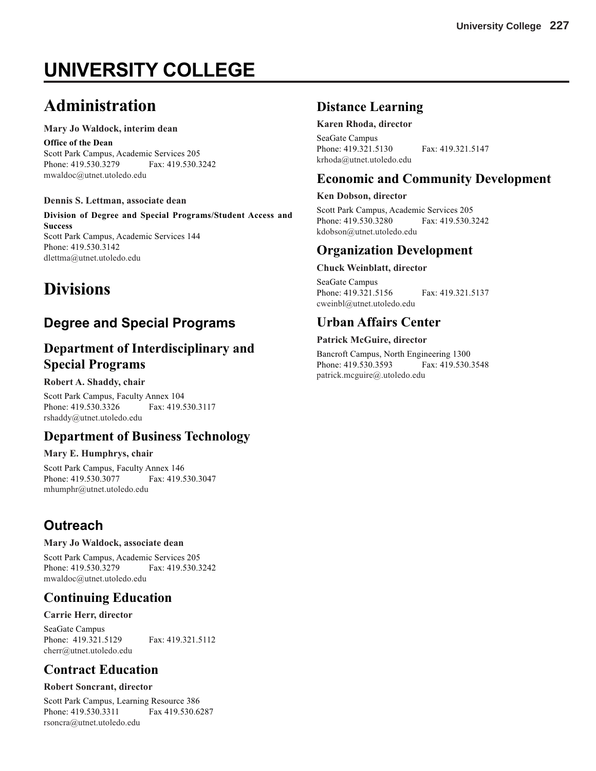# UNIVERSITY COLLEGE

## Administration

**Mary Jo Waldock, interim dean**

**Office of the Dean**
Scott Park Campus, Academic Services 205
Phone: 419.530.3279 Fax: 419.530.3242
mwaldoc@utnet.utoledo.edu

**Dennis S. Lettman, associate dean**

**Division of Degree and Special Programs/Student Access and Success**
Scott Park Campus, Academic Services 144
Phone: 419.530.3142
dlettma@utnet.utoledo.edu

## Divisions

### Degree and Special Programs

### Department of Interdisciplinary and Special Programs

**Robert A. Shaddy, chair**

Scott Park Campus, Faculty Annex 104
Phone: 419.530.3326 Fax: 419.530.3117
rshaddy@utnet.utoledo.edu

### Department of Business Technology

**Mary E. Humphrys, chair**

Scott Park Campus, Faculty Annex 146
Phone: 419.530.3077 Fax: 419.530.3047
mhumphr@utnet.utoledo.edu

### Outreach

**Mary Jo Waldock, associate dean**

Scott Park Campus, Academic Services 205
Phone: 419.530.3279 Fax: 419.530.3242
mwaldoc@utnet.utoledo.edu

### Continuing Education

**Carrie Herr, director**

SeaGate Campus
Phone: 419.321.5129 Fax: 419.321.5112
cherr@utnet.utoledo.edu

### Contract Education

**Robert Soncrant, director**

Scott Park Campus, Learning Resource 386
Phone: 419.530.3311 Fax 419.530.6287
rsoncra@utnet.utoledo.edu

### Distance Learning

**Karen Rhoda, director**

SeaGate Campus
Phone: 419.321.5130 Fax: 419.321.5147
krhoda@utnet.utoledo.edu

### Economic and Community Development

**Ken Dobson, director**

Scott Park Campus, Academic Services 205
Phone: 419.530.3280 Fax: 419.530.3242
kdobson@utnet.utoledo.edu

### Organization Development

**Chuck Weinblatt, director**

SeaGate Campus
Phone: 419.321.5156 Fax: 419.321.5137
cweinbl@utnet.utoledo.edu

### Urban Affairs Center

**Patrick McGuire, director**

Bancroft Campus, North Engineering 1300
Phone: 419.530.3593 Fax: 419.530.3548
patrick.mcguire@.utoledo.edu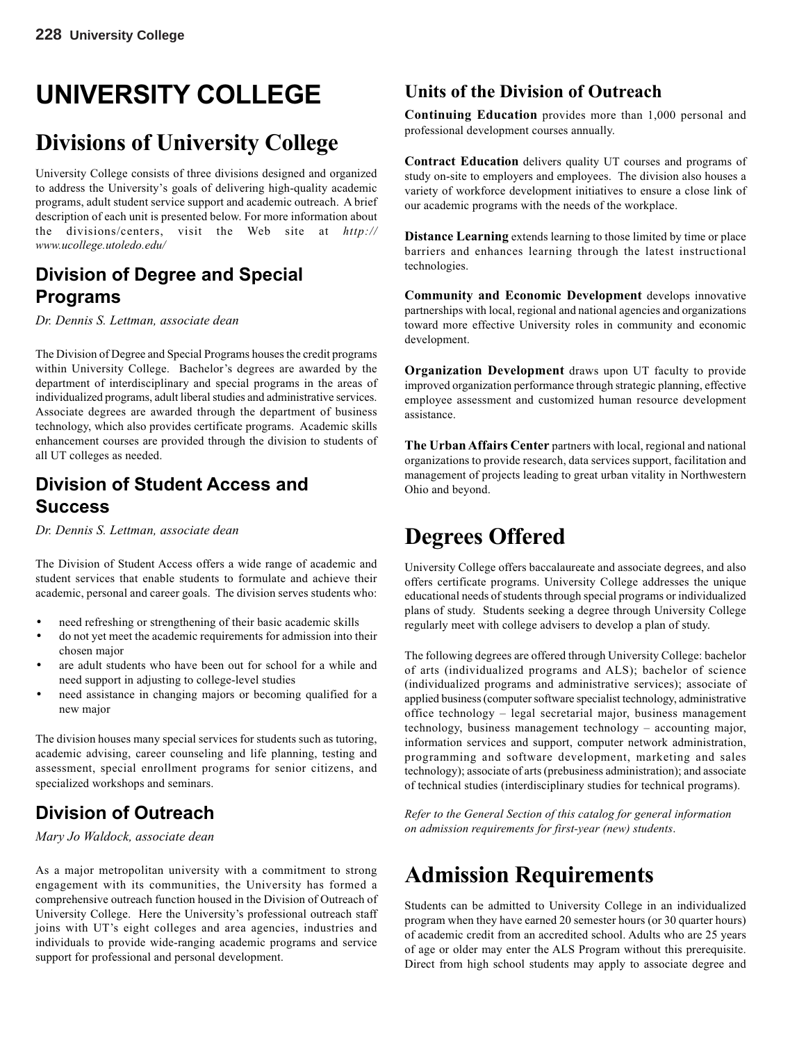# UNIVERSITY COLLEGE

# Divisions of University College

University College consists of three divisions designed and organized to address the University's goals of delivering high-quality academic programs, adult student service support and academic outreach. A brief description of each unit is presented below. For more information about the divisions/centers, visit the Web site at *http://www.ucollege.utoledo.edu/*

## Division of Degree and Special Programs

*Dr. Dennis S. Lettman, associate dean*

The Division of Degree and Special Programs houses the credit programs within University College. Bachelor's degrees are awarded by the department of interdisciplinary and special programs in the areas of individualized programs, adult liberal studies and administrative services. Associate degrees are awarded through the department of business technology, which also provides certificate programs. Academic skills enhancement courses are provided through the division to students of all UT colleges as needed.

## Division of Student Access and Success

*Dr. Dennis S. Lettman, associate dean*

The Division of Student Access offers a wide range of academic and student services that enable students to formulate and achieve their academic, personal and career goals. The division serves students who:

- need refreshing or strengthening of their basic academic skills
- do not yet meet the academic requirements for admission into their chosen major
- are adult students who have been out for school for a while and need support in adjusting to college-level studies
- need assistance in changing majors or becoming qualified for a new major

The division houses many special services for students such as tutoring, academic advising, career counseling and life planning, testing and assessment, special enrollment programs for senior citizens, and specialized workshops and seminars.

## Division of Outreach

*Mary Jo Waldock, associate dean*

As a major metropolitan university with a commitment to strong engagement with its communities, the University has formed a comprehensive outreach function housed in the Division of Outreach of University College. Here the University's professional outreach staff joins with UT's eight colleges and area agencies, industries and individuals to provide wide-ranging academic programs and service support for professional and personal development.

## Units of the Division of Outreach

**Continuing Education** provides more than 1,000 personal and professional development courses annually.

**Contract Education** delivers quality UT courses and programs of study on-site to employers and employees. The division also houses a variety of workforce development initiatives to ensure a close link of our academic programs with the needs of the workplace.

**Distance Learning** extends learning to those limited by time or place barriers and enhances learning through the latest instructional technologies.

**Community and Economic Development** develops innovative partnerships with local, regional and national agencies and organizations toward more effective University roles in community and economic development.

**Organization Development** draws upon UT faculty to provide improved organization performance through strategic planning, effective employee assessment and customized human resource development assistance.

**The Urban Affairs Center** partners with local, regional and national organizations to provide research, data services support, facilitation and management of projects leading to great urban vitality in Northwestern Ohio and beyond.

# Degrees Offered

University College offers baccalaureate and associate degrees, and also offers certificate programs. University College addresses the unique educational needs of students through special programs or individualized plans of study. Students seeking a degree through University College regularly meet with college advisers to develop a plan of study.

The following degrees are offered through University College: bachelor of arts (individualized programs and ALS); bachelor of science (individualized programs and administrative services); associate of applied business (computer software specialist technology, administrative office technology – legal secretarial major, business management technology, business management technology – accounting major, information services and support, computer network administration, programming and software development, marketing and sales technology); associate of arts (prebusiness administration); and associate of technical studies (interdisciplinary studies for technical programs).

*Refer to the General Section of this catalog for general information on admission requirements for first-year (new) students.*

# Admission Requirements

Students can be admitted to University College in an individualized program when they have earned 20 semester hours (or 30 quarter hours) of academic credit from an accredited school. Adults who are 25 years of age or older may enter the ALS Program without this prerequisite. Direct from high school students may apply to associate degree and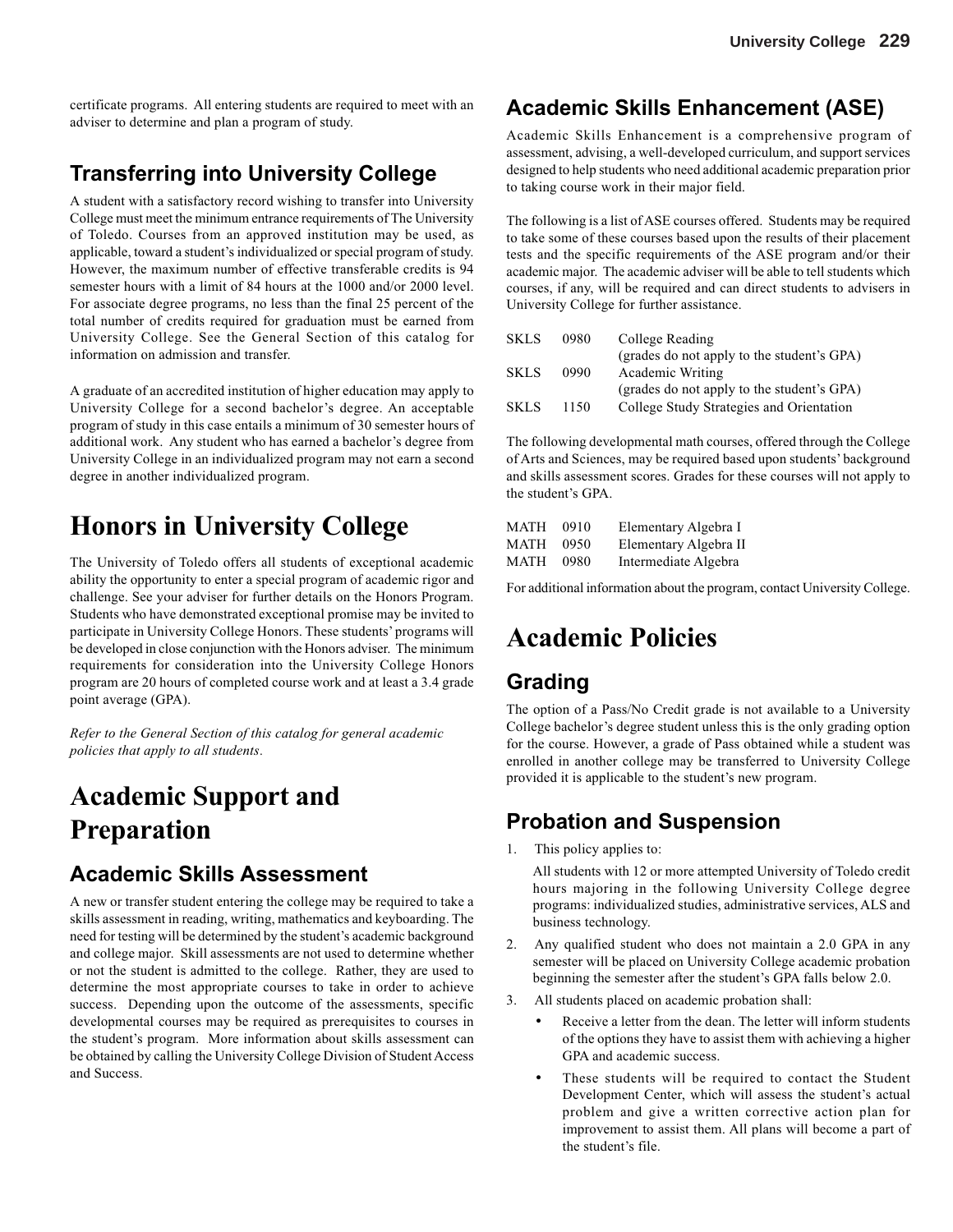certificate programs. All entering students are required to meet with an adviser to determine and plan a program of study.

## Transferring into University College

A student with a satisfactory record wishing to transfer into University College must meet the minimum entrance requirements of The University of Toledo. Courses from an approved institution may be used, as applicable, toward a student's individualized or special program of study. However, the maximum number of effective transferable credits is 94 semester hours with a limit of 84 hours at the 1000 and/or 2000 level. For associate degree programs, no less than the final 25 percent of the total number of credits required for graduation must be earned from University College. See the General Section of this catalog for information on admission and transfer.

A graduate of an accredited institution of higher education may apply to University College for a second bachelor's degree. An acceptable program of study in this case entails a minimum of 30 semester hours of additional work. Any student who has earned a bachelor's degree from University College in an individualized program may not earn a second degree in another individualized program.

# Honors in University College

The University of Toledo offers all students of exceptional academic ability the opportunity to enter a special program of academic rigor and challenge. See your adviser for further details on the Honors Program. Students who have demonstrated exceptional promise may be invited to participate in University College Honors. These students' programs will be developed in close conjunction with the Honors adviser. The minimum requirements for consideration into the University College Honors program are 20 hours of completed course work and at least a 3.4 grade point average (GPA).

*Refer to the General Section of this catalog for general academic policies that apply to all students.*

# Academic Support and Preparation

## Academic Skills Assessment

A new or transfer student entering the college may be required to take a skills assessment in reading, writing, mathematics and keyboarding. The need for testing will be determined by the student's academic background and college major. Skill assessments are not used to determine whether or not the student is admitted to the college. Rather, they are used to determine the most appropriate courses to take in order to achieve success. Depending upon the outcome of the assessments, specific developmental courses may be required as prerequisites to courses in the student's program. More information about skills assessment can be obtained by calling the University College Division of Student Access and Success.

## Academic Skills Enhancement (ASE)

Academic Skills Enhancement is a comprehensive program of assessment, advising, a well-developed curriculum, and support services designed to help students who need additional academic preparation prior to taking course work in their major field.

The following is a list of ASE courses offered. Students may be required to take some of these courses based upon the results of their placement tests and the specific requirements of the ASE program and/or their academic major. The academic adviser will be able to tell students which courses, if any, will be required and can direct students to advisers in University College for further assistance.

| | | |
|---|---|---|
| SKLS | 0980 | College Reading (grades do not apply to the student's GPA) |
| SKLS | 0990 | Academic Writing (grades do not apply to the student's GPA) |
| SKLS | 1150 | College Study Strategies and Orientation |

The following developmental math courses, offered through the College of Arts and Sciences, may be required based upon students' background and skills assessment scores. Grades for these courses will not apply to the student's GPA.

| | | |
|---|---|---|
| MATH | 0910 | Elementary Algebra I |
| MATH | 0950 | Elementary Algebra II |
| MATH | 0980 | Intermediate Algebra |

For additional information about the program, contact University College.

# Academic Policies

## Grading

The option of a Pass/No Credit grade is not available to a University College bachelor's degree student unless this is the only grading option for the course. However, a grade of Pass obtained while a student was enrolled in another college may be transferred to University College provided it is applicable to the student's new program.

## Probation and Suspension

1. This policy applies to:

   All students with 12 or more attempted University of Toledo credit hours majoring in the following University College degree programs: individualized studies, administrative services, ALS and business technology.

2. Any qualified student who does not maintain a 2.0 GPA in any semester will be placed on University College academic probation beginning the semester after the student's GPA falls below 2.0.

3. All students placed on academic probation shall:
   - Receive a letter from the dean. The letter will inform students of the options they have to assist them with achieving a higher GPA and academic success.
   - These students will be required to contact the Student Development Center, which will assess the student's actual problem and give a written corrective action plan for improvement to assist them. All plans will become a part of the student's file.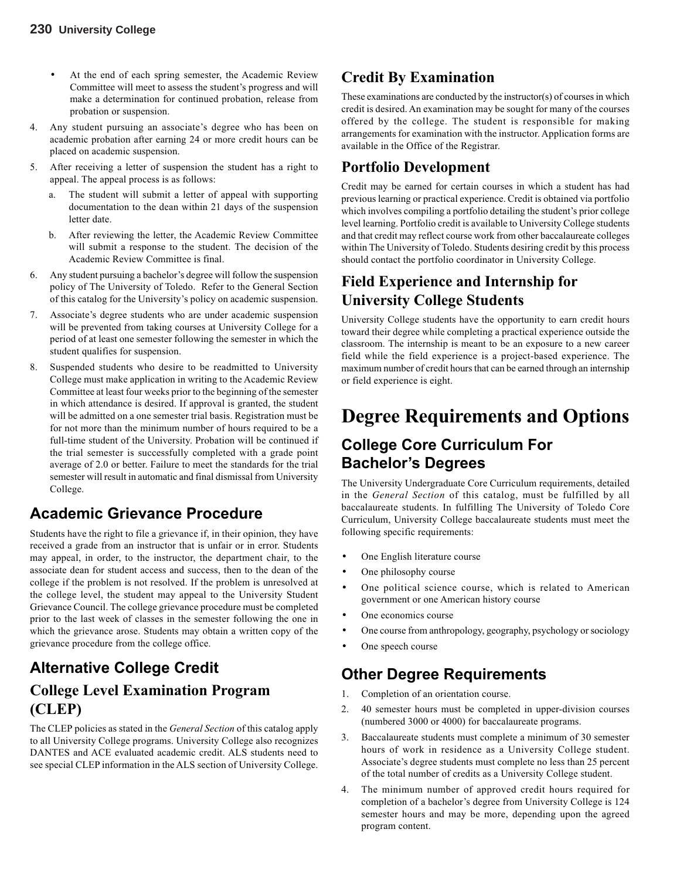- At the end of each spring semester, the Academic Review Committee will meet to assess the student's progress and will make a determination for continued probation, release from probation or suspension.

4. Any student pursuing an associate's degree who has been on academic probation after earning 24 or more credit hours can be placed on academic suspension.
5. After receiving a letter of suspension the student has a right to appeal. The appeal process is as follows:
   a. The student will submit a letter of appeal with supporting documentation to the dean within 21 days of the suspension letter date.
   b. After reviewing the letter, the Academic Review Committee will submit a response to the student. The decision of the Academic Review Committee is final.
6. Any student pursuing a bachelor's degree will follow the suspension policy of The University of Toledo. Refer to the General Section of this catalog for the University's policy on academic suspension.
7. Associate's degree students who are under academic suspension will be prevented from taking courses at University College for a period of at least one semester following the semester in which the student qualifies for suspension.
8. Suspended students who desire to be readmitted to University College must make application in writing to the Academic Review Committee at least four weeks prior to the beginning of the semester in which attendance is desired. If approval is granted, the student will be admitted on a one semester trial basis. Registration must be for not more than the minimum number of hours required to be a full-time student of the University. Probation will be continued if the trial semester is successfully completed with a grade point average of 2.0 or better. Failure to meet the standards for the trial semester will result in automatic and final dismissal from University College.

## Academic Grievance Procedure

Students have the right to file a grievance if, in their opinion, they have received a grade from an instructor that is unfair or in error. Students may appeal, in order, to the instructor, the department chair, to the associate dean for student access and success, then to the dean of the college if the problem is not resolved. If the problem is unresolved at the college level, the student may appeal to the University Student Grievance Council. The college grievance procedure must be completed prior to the last week of classes in the semester following the one in which the grievance arose. Students may obtain a written copy of the grievance procedure from the college office.

## Alternative College Credit

### College Level Examination Program (CLEP)

The CLEP policies as stated in the *General Section* of this catalog apply to all University College programs. University College also recognizes DANTES and ACE evaluated academic credit. ALS students need to see special CLEP information in the ALS section of University College.

### Credit By Examination

These examinations are conducted by the instructor(s) of courses in which credit is desired. An examination may be sought for many of the courses offered by the college. The student is responsible for making arrangements for examination with the instructor. Application forms are available in the Office of the Registrar.

### Portfolio Development

Credit may be earned for certain courses in which a student has had previous learning or practical experience. Credit is obtained via portfolio which involves compiling a portfolio detailing the student's prior college level learning. Portfolio credit is available to University College students and that credit may reflect course work from other baccalaureate colleges within The University of Toledo. Students desiring credit by this process should contact the portfolio coordinator in University College.

### Field Experience and Internship for University College Students

University College students have the opportunity to earn credit hours toward their degree while completing a practical experience outside the classroom. The internship is meant to be an exposure to a new career field while the field experience is a project-based experience. The maximum number of credit hours that can be earned through an internship or field experience is eight.

# Degree Requirements and Options

## College Core Curriculum For Bachelor's Degrees

The University Undergraduate Core Curriculum requirements, detailed in the *General Section* of this catalog, must be fulfilled by all baccalaureate students. In fulfilling The University of Toledo Core Curriculum, University College baccalaureate students must meet the following specific requirements:

- One English literature course
- One philosophy course
- One political science course, which is related to American government or one American history course
- One economics course
- One course from anthropology, geography, psychology or sociology
- One speech course

## Other Degree Requirements

1. Completion of an orientation course.
2. 40 semester hours must be completed in upper-division courses (numbered 3000 or 4000) for baccalaureate programs.
3. Baccalaureate students must complete a minimum of 30 semester hours of work in residence as a University College student. Associate's degree students must complete no less than 25 percent of the total number of credits as a University College student.
4. The minimum number of approved credit hours required for completion of a bachelor's degree from University College is 124 semester hours and may be more, depending upon the agreed program content.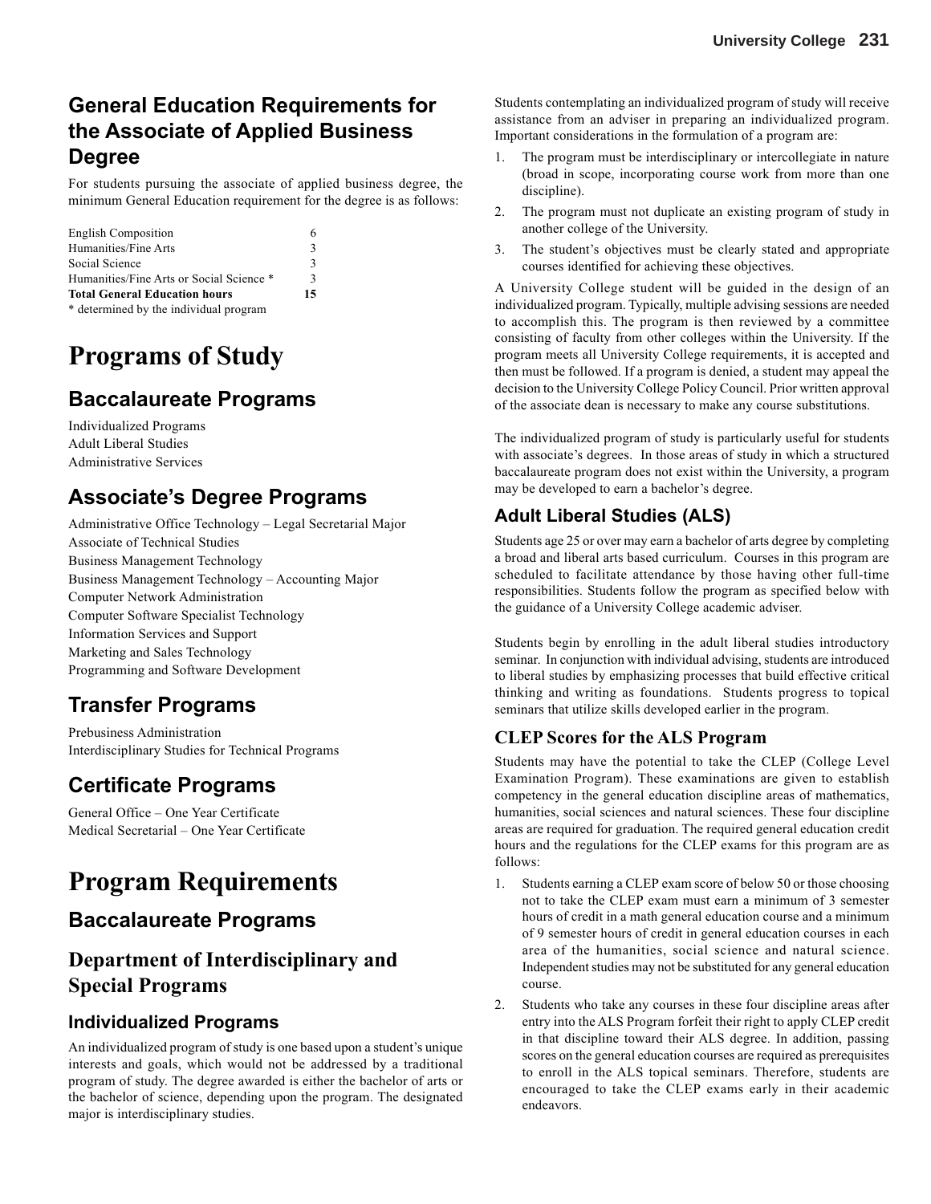## General Education Requirements for the Associate of Applied Business Degree

For students pursuing the associate of applied business degree, the minimum General Education requirement for the degree is as follows:

| | |
|---|---|
| English Composition | 6 |
| Humanities/Fine Arts | 3 |
| Social Science | 3 |
| Humanities/Fine Arts or Social Science * | 3 |
| **Total General Education hours** | **15** |

* determined by the individual program

# Programs of Study

## Baccalaureate Programs

Individualized Programs
Adult Liberal Studies
Administrative Services

## Associate's Degree Programs

Administrative Office Technology – Legal Secretarial Major
Associate of Technical Studies
Business Management Technology
Business Management Technology – Accounting Major
Computer Network Administration
Computer Software Specialist Technology
Information Services and Support
Marketing and Sales Technology
Programming and Software Development

## Transfer Programs

Prebusiness Administration
Interdisciplinary Studies for Technical Programs

## Certificate Programs

General Office – One Year Certificate
Medical Secretarial – One Year Certificate

# Program Requirements

## Baccalaureate Programs

## Department of Interdisciplinary and Special Programs

### Individualized Programs

An individualized program of study is one based upon a student's unique interests and goals, which would not be addressed by a traditional program of study. The degree awarded is either the bachelor of arts or the bachelor of science, depending upon the program. The designated major is interdisciplinary studies.

Students contemplating an individualized program of study will receive assistance from an adviser in preparing an individualized program. Important considerations in the formulation of a program are:

1. The program must be interdisciplinary or intercollegiate in nature (broad in scope, incorporating course work from more than one discipline).
2. The program must not duplicate an existing program of study in another college of the University.
3. The student's objectives must be clearly stated and appropriate courses identified for achieving these objectives.

A University College student will be guided in the design of an individualized program. Typically, multiple advising sessions are needed to accomplish this. The program is then reviewed by a committee consisting of faculty from other colleges within the University. If the program meets all University College requirements, it is accepted and then must be followed. If a program is denied, a student may appeal the decision to the University College Policy Council. Prior written approval of the associate dean is necessary to make any course substitutions.

The individualized program of study is particularly useful for students with associate's degrees. In those areas of study in which a structured baccalaureate program does not exist within the University, a program may be developed to earn a bachelor's degree.

### Adult Liberal Studies (ALS)

Students age 25 or over may earn a bachelor of arts degree by completing a broad and liberal arts based curriculum. Courses in this program are scheduled to facilitate attendance by those having other full-time responsibilities. Students follow the program as specified below with the guidance of a University College academic adviser.

Students begin by enrolling in the adult liberal studies introductory seminar. In conjunction with individual advising, students are introduced to liberal studies by emphasizing processes that build effective critical thinking and writing as foundations. Students progress to topical seminars that utilize skills developed earlier in the program.

### CLEP Scores for the ALS Program

Students may have the potential to take the CLEP (College Level Examination Program). These examinations are given to establish competency in the general education discipline areas of mathematics, humanities, social sciences and natural sciences. These four discipline areas are required for graduation. The required general education credit hours and the regulations for the CLEP exams for this program are as follows:

1. Students earning a CLEP exam score of below 50 or those choosing not to take the CLEP exam must earn a minimum of 3 semester hours of credit in a math general education course and a minimum of 9 semester hours of credit in general education courses in each area of the humanities, social science and natural science. Independent studies may not be substituted for any general education course.
2. Students who take any courses in these four discipline areas after entry into the ALS Program forfeit their right to apply CLEP credit in that discipline toward their ALS degree. In addition, passing scores on the general education courses are required as prerequisites to enroll in the ALS topical seminars. Therefore, students are encouraged to take the CLEP exams early in their academic endeavors.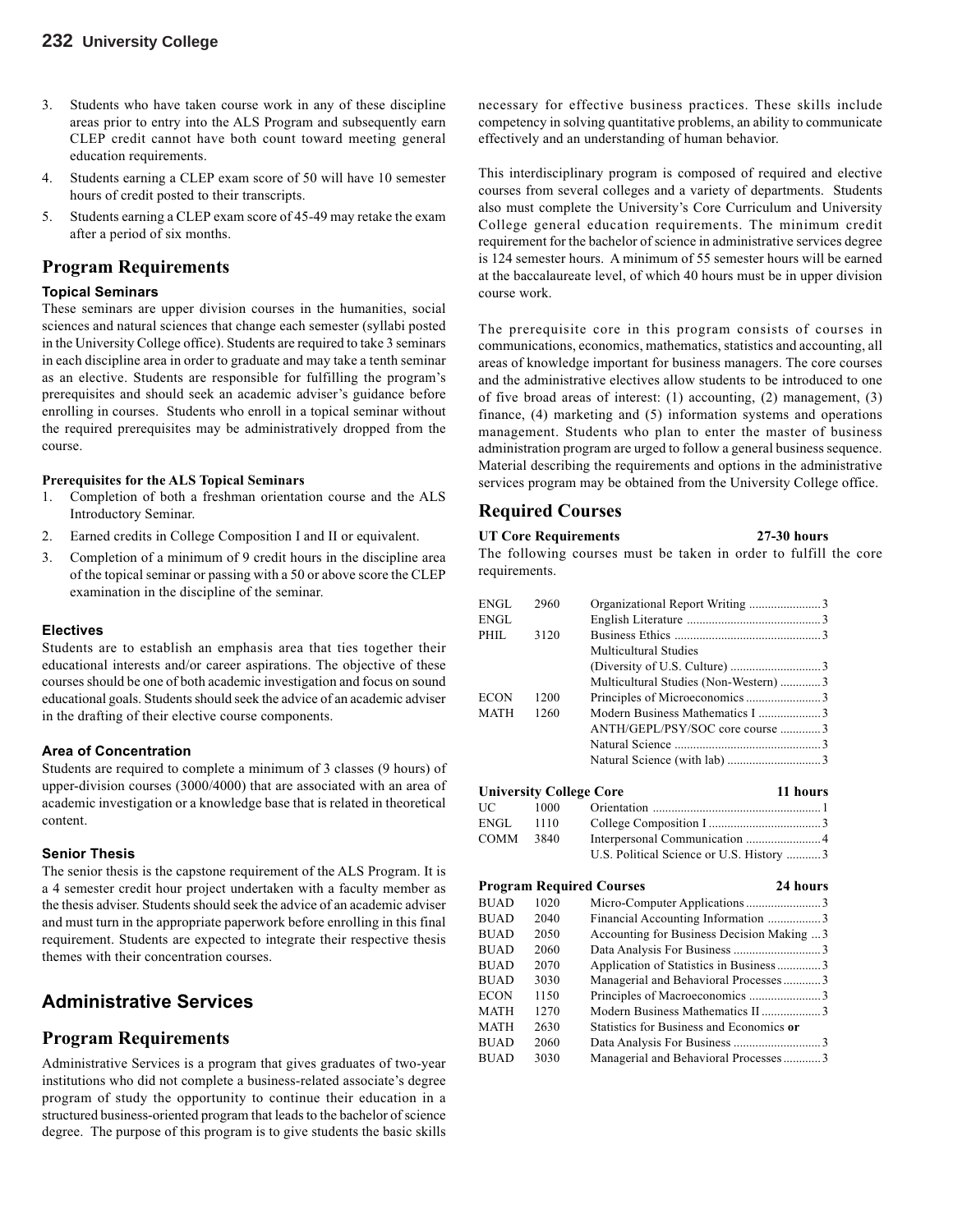3. Students who have taken course work in any of these discipline areas prior to entry into the ALS Program and subsequently earn CLEP credit cannot have both count toward meeting general education requirements.
4. Students earning a CLEP exam score of 50 will have 10 semester hours of credit posted to their transcripts.
5. Students earning a CLEP exam score of 45-49 may retake the exam after a period of six months.

## Program Requirements

### Topical Seminars

These seminars are upper division courses in the humanities, social sciences and natural sciences that change each semester (syllabi posted in the University College office). Students are required to take 3 seminars in each discipline area in order to graduate and may take a tenth seminar as an elective. Students are responsible for fulfilling the program's prerequisites and should seek an academic adviser's guidance before enrolling in courses. Students who enroll in a topical seminar without the required prerequisites may be administratively dropped from the course.

**Prerequisites for the ALS Topical Seminars**

1. Completion of both a freshman orientation course and the ALS Introductory Seminar.
2. Earned credits in College Composition I and II or equivalent.
3. Completion of a minimum of 9 credit hours in the discipline area of the topical seminar or passing with a 50 or above score the CLEP examination in the discipline of the seminar.

### Electives

Students are to establish an emphasis area that ties together their educational interests and/or career aspirations. The objective of these courses should be one of both academic investigation and focus on sound educational goals. Students should seek the advice of an academic adviser in the drafting of their elective course components.

### Area of Concentration

Students are required to complete a minimum of 3 classes (9 hours) of upper-division courses (3000/4000) that are associated with an area of academic investigation or a knowledge base that is related in theoretical content.

### Senior Thesis

The senior thesis is the capstone requirement of the ALS Program. It is a 4 semester credit hour project undertaken with a faculty member as the thesis adviser. Students should seek the advice of an academic adviser and must turn in the appropriate paperwork before enrolling in this final requirement. Students are expected to integrate their respective thesis themes with their concentration courses.

# Administrative Services

## Program Requirements

Administrative Services is a program that gives graduates of two-year institutions who did not complete a business-related associate's degree program of study the opportunity to continue their education in a structured business-oriented program that leads to the bachelor of science degree. The purpose of this program is to give students the basic skills necessary for effective business practices. These skills include competency in solving quantitative problems, an ability to communicate effectively and an understanding of human behavior.

This interdisciplinary program is composed of required and elective courses from several colleges and a variety of departments. Students also must complete the University's Core Curriculum and University College general education requirements. The minimum credit requirement for the bachelor of science in administrative services degree is 124 semester hours. A minimum of 55 semester hours will be earned at the baccalaureate level, of which 40 hours must be in upper division course work.

The prerequisite core in this program consists of courses in communications, economics, mathematics, statistics and accounting, all areas of knowledge important for business managers. The core courses and the administrative electives allow students to be introduced to one of five broad areas of interest: (1) accounting, (2) management, (3) finance, (4) marketing and (5) information systems and operations management. Students who plan to enter the master of business administration program are urged to follow a general business sequence. Material describing the requirements and options in the administrative services program may be obtained from the University College office.

## Required Courses

**UT Core Requirements — 27-30 hours**

The following courses must be taken in order to fulfill the core requirements.

| | | | |
|---|---|---|---|
| ENGL | 2960 | Organizational Report Writing | 3 |
| ENGL | | English Literature | 3 |
| PHIL | 3120 | Business Ethics | 3 |
| | | Multicultural Studies (Diversity of U.S. Culture) | 3 |
| | | Multicultural Studies (Non-Western) | 3 |
| ECON | 1200 | Principles of Microeconomics | 3 |
| MATH | 1260 | Modern Business Mathematics I | 3 |
| | | ANTH/GEPL/PSY/SOC core course | 3 |
| | | Natural Science | 3 |
| | | Natural Science (with lab) | 3 |

**University College Core — 11 hours**

| | | | |
|---|---|---|---|
| UC | 1000 | Orientation | 1 |
| ENGL | 1110 | College Composition I | 3 |
| COMM | 3840 | Interpersonal Communication | 4 |
| | | U.S. Political Science or U.S. History | 3 |

**Program Required Courses — 24 hours**

| | | | |
|---|---|---|---|
| BUAD | 1020 | Micro-Computer Applications | 3 |
| BUAD | 2040 | Financial Accounting Information | 3 |
| BUAD | 2050 | Accounting for Business Decision Making | 3 |
| BUAD | 2060 | Data Analysis For Business | 3 |
| BUAD | 2070 | Application of Statistics in Business | 3 |
| BUAD | 3030 | Managerial and Behavioral Processes | 3 |
| ECON | 1150 | Principles of Macroeconomics | 3 |
| MATH | 1270 | Modern Business Mathematics II | 3 |
| MATH | 2630 | Statistics for Business and Economics **or** | |
| BUAD | 2060 | Data Analysis For Business | 3 |
| BUAD | 3030 | Managerial and Behavioral Processes | 3 |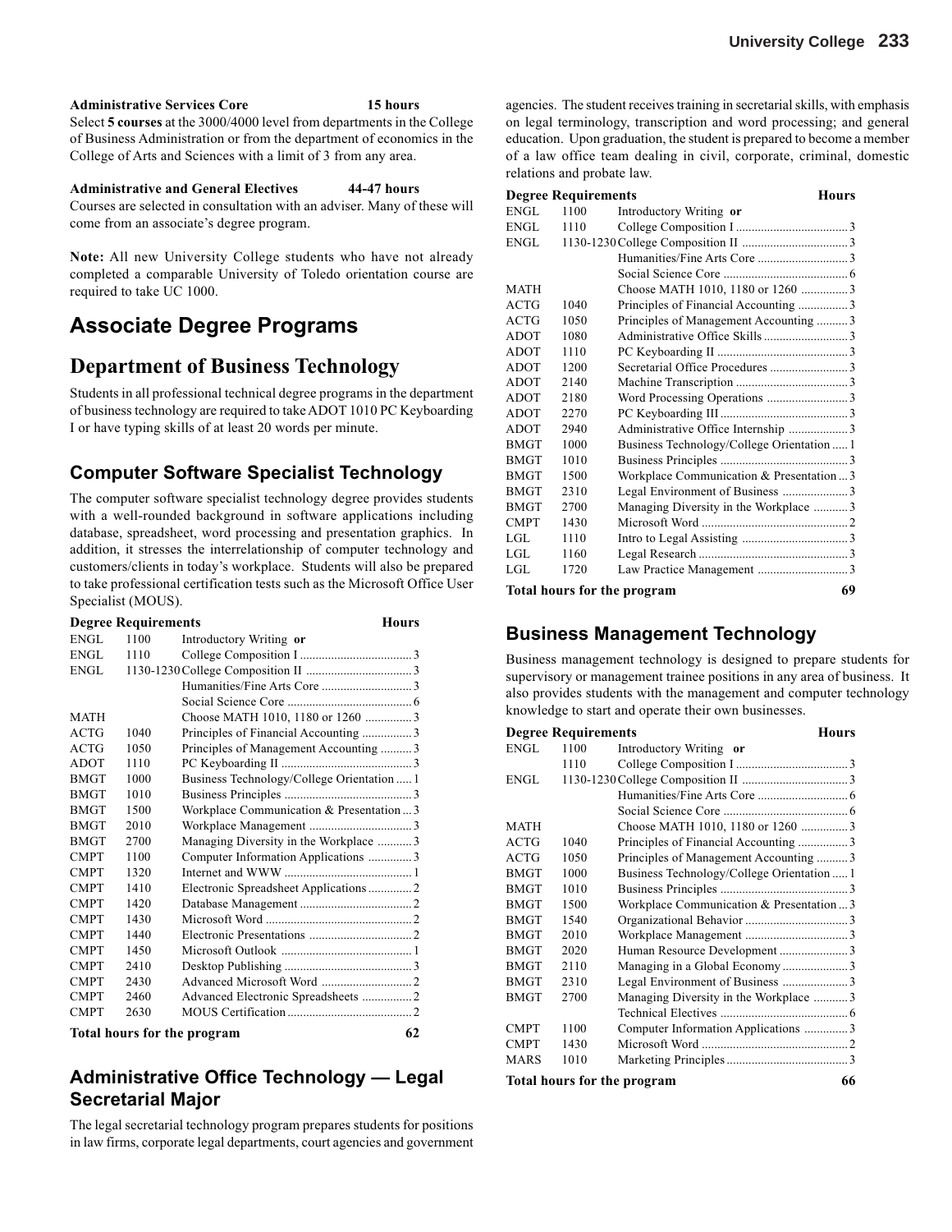**Administrative Services Core** **15 hours**

Select **5 courses** at the 3000/4000 level from departments in the College of Business Administration or from the department of economics in the College of Arts and Sciences with a limit of 3 from any area.

**Administrative and General Electives** **44-47 hours**

Courses are selected in consultation with an adviser. Many of these will come from an associate's degree program.

**Note:** All new University College students who have not already completed a comparable University of Toledo orientation course are required to take UC 1000.

# Associate Degree Programs

# Department of Business Technology

Students in all professional technical degree programs in the department of business technology are required to take ADOT 1010 PC Keyboarding I or have typing skills of at least 20 words per minute.

## Computer Software Specialist Technology

The computer software specialist technology degree provides students with a well-rounded background in software applications including database, spreadsheet, word processing and presentation graphics. In addition, it stresses the interrelationship of computer technology and customers/clients in today's workplace. Students will also be prepared to take professional certification tests such as the Microsoft Office User Specialist (MOUS).

| Degree Requirements | | | Hours |
|---|---|---|---|
| ENGL | 1100 | Introductory Writing **or** | |
| ENGL | 1110 | College Composition I | 3 |
| ENGL | 1130-1230 | College Composition II | 3 |
| | | Humanities/Fine Arts Core | 3 |
| | | Social Science Core | 6 |
| MATH | | Choose MATH 1010, 1180 or 1260 | 3 |
| ACTG | 1040 | Principles of Financial Accounting | 3 |
| ACTG | 1050 | Principles of Management Accounting | 3 |
| ADOT | 1110 | PC Keyboarding II | 3 |
| BMGT | 1000 | Business Technology/College Orientation | 1 |
| BMGT | 1010 | Business Principles | 3 |
| BMGT | 1500 | Workplace Communication & Presentation | 3 |
| BMGT | 2010 | Workplace Management | 3 |
| BMGT | 2700 | Managing Diversity in the Workplace | 3 |
| CMPT | 1100 | Computer Information Applications | 3 |
| CMPT | 1320 | Internet and WWW | 1 |
| CMPT | 1410 | Electronic Spreadsheet Applications | 2 |
| CMPT | 1420 | Database Management | 2 |
| CMPT | 1430 | Microsoft Word | 2 |
| CMPT | 1440 | Electronic Presentations | 2 |
| CMPT | 1450 | Microsoft Outlook | 1 |
| CMPT | 2410 | Desktop Publishing | 3 |
| CMPT | 2430 | Advanced Microsoft Word | 2 |
| CMPT | 2460 | Advanced Electronic Spreadsheets | 2 |
| CMPT | 2630 | MOUS Certification | 2 |
| **Total hours for the program** | | | **62** |

## Administrative Office Technology — Legal Secretarial Major

The legal secretarial technology program prepares students for positions in law firms, corporate legal departments, court agencies and government agencies. The student receives training in secretarial skills, with emphasis on legal terminology, transcription and word processing; and general education. Upon graduation, the student is prepared to become a member of a law office team dealing in civil, corporate, criminal, domestic relations and probate law.

| Degree Requirements | | | Hours |
|---|---|---|---|
| ENGL | 1100 | Introductory Writing **or** | |
| ENGL | 1110 | College Composition I | 3 |
| ENGL | 1130-1230 | College Composition II | 3 |
| | | Humanities/Fine Arts Core | 3 |
| | | Social Science Core | 6 |
| MATH | | Choose MATH 1010, 1180 or 1260 | 3 |
| ACTG | 1040 | Principles of Financial Accounting | 3 |
| ACTG | 1050 | Principles of Management Accounting | 3 |
| ADOT | 1080 | Administrative Office Skills | 3 |
| ADOT | 1110 | PC Keyboarding II | 3 |
| ADOT | 1200 | Secretarial Office Procedures | 3 |
| ADOT | 2140 | Machine Transcription | 3 |
| ADOT | 2180 | Word Processing Operations | 3 |
| ADOT | 2270 | PC Keyboarding III | 3 |
| ADOT | 2940 | Administrative Office Internship | 3 |
| BMGT | 1000 | Business Technology/College Orientation | 1 |
| BMGT | 1010 | Business Principles | 3 |
| BMGT | 1500 | Workplace Communication & Presentation | 3 |
| BMGT | 2310 | Legal Environment of Business | 3 |
| BMGT | 2700 | Managing Diversity in the Workplace | 3 |
| CMPT | 1430 | Microsoft Word | 2 |
| LGL | 1110 | Intro to Legal Assisting | 3 |
| LGL | 1160 | Legal Research | 3 |
| LGL | 1720 | Law Practice Management | 3 |
| **Total hours for the program** | | | **69** |

## Business Management Technology

Business management technology is designed to prepare students for supervisory or management trainee positions in any area of business. It also provides students with the management and computer technology knowledge to start and operate their own businesses.

| Degree Requirements | | | Hours |
|---|---|---|---|
| ENGL | 1100 | Introductory Writing **or** | |
| | 1110 | College Composition I | 3 |
| ENGL | 1130-1230 | College Composition II | 3 |
| | | Humanities/Fine Arts Core | 6 |
| | | Social Science Core | 6 |
| MATH | | Choose MATH 1010, 1180 or 1260 | 3 |
| ACTG | 1040 | Principles of Financial Accounting | 3 |
| ACTG | 1050 | Principles of Management Accounting | 3 |
| BMGT | 1000 | Business Technology/College Orientation | 1 |
| BMGT | 1010 | Business Principles | 3 |
| BMGT | 1500 | Workplace Communication & Presentation | 3 |
| BMGT | 1540 | Organizational Behavior | 3 |
| BMGT | 2010 | Workplace Management | 3 |
| BMGT | 2020 | Human Resource Development | 3 |
| BMGT | 2110 | Managing in a Global Economy | 3 |
| BMGT | 2310 | Legal Environment of Business | 3 |
| BMGT | 2700 | Managing Diversity in the Workplace | 3 |
| | | Technical Electives | 6 |
| CMPT | 1100 | Computer Information Applications | 3 |
| CMPT | 1430 | Microsoft Word | 2 |
| MARS | 1010 | Marketing Principles | 3 |
| **Total hours for the program** | | | **66** |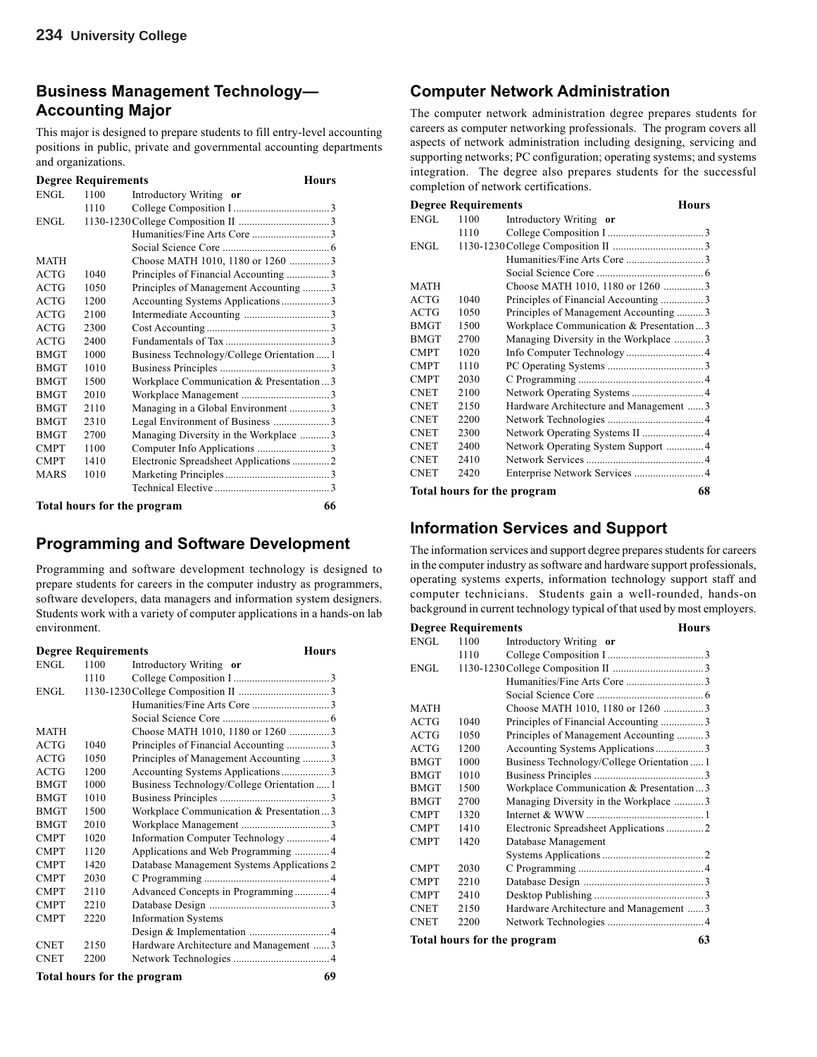## Business Management Technology—Accounting Major

This major is designed to prepare students to fill entry-level accounting positions in public, private and governmental accounting departments and organizations.

| Degree Requirements | | | Hours |
|---|---|---|---|
| ENGL | 1100 | Introductory Writing **or** | |
| | 1110 | College Composition I | 3 |
| ENGL | 1130-1230 | College Composition II | 3 |
| | | Humanities/Fine Arts Core | 3 |
| | | Social Science Core | 6 |
| MATH | | Choose MATH 1010, 1180 or 1260 | 3 |
| ACTG | 1040 | Principles of Financial Accounting | 3 |
| ACTG | 1050 | Principles of Management Accounting | 3 |
| ACTG | 1200 | Accounting Systems Applications | 3 |
| ACTG | 2100 | Intermediate Accounting | 3 |
| ACTG | 2300 | Cost Accounting | 3 |
| ACTG | 2400 | Fundamentals of Tax | 3 |
| BMGT | 1000 | Business Technology/College Orientation | 1 |
| BMGT | 1010 | Business Principles | 3 |
| BMGT | 1500 | Workplace Communication & Presentation | 3 |
| BMGT | 2010 | Workplace Management | 3 |
| BMGT | 2110 | Managing in a Global Environment | 3 |
| BMGT | 2310 | Legal Environment of Business | 3 |
| BMGT | 2700 | Managing Diversity in the Workplace | 3 |
| CMPT | 1100 | Computer Info Applications | 3 |
| CMPT | 1410 | Electronic Spreadsheet Applications | 2 |
| MARS | 1010 | Marketing Principles | 3 |
| | | Technical Elective | 3 |
| **Total hours for the program** | | | **66** |

## Programming and Software Development

Programming and software development technology is designed to prepare students for careers in the computer industry as programmers, software developers, data managers and information system designers. Students work with a variety of computer applications in a hands-on lab environment.

| Degree Requirements | | | Hours |
|---|---|---|---|
| ENGL | 1100 | Introductory Writing **or** | |
| | 1110 | College Composition I | 3 |
| ENGL | 1130-1230 | College Composition II | 3 |
| | | Humanities/Fine Arts Core | 3 |
| | | Social Science Core | 6 |
| MATH | | Choose MATH 1010, 1180 or 1260 | 3 |
| ACTG | 1040 | Principles of Financial Accounting | 3 |
| ACTG | 1050 | Principles of Management Accounting | 3 |
| ACTG | 1200 | Accounting Systems Applications | 3 |
| BMGT | 1000 | Business Technology/College Orientation | 1 |
| BMGT | 1010 | Business Principles | 3 |
| BMGT | 1500 | Workplace Communication & Presentation | 3 |
| BMGT | 2010 | Workplace Management | 3 |
| CMPT | 1020 | Information Computer Technology | 4 |
| CMPT | 1120 | Applications and Web Programming | 4 |
| CMPT | 1420 | Database Management Systems Applications | 2 |
| CMPT | 2030 | C Programming | 4 |
| CMPT | 2110 | Advanced Concepts in Programming | 4 |
| CMPT | 2210 | Database Design | 3 |
| CMPT | 2220 | Information Systems Design & Implementation | 4 |
| CNET | 2150 | Hardware Architecture and Management | 3 |
| CNET | 2200 | Network Technologies | 4 |
| **Total hours for the program** | | | **69** |

## Computer Network Administration

The computer network administration degree prepares students for careers as computer networking professionals. The program covers all aspects of network administration including designing, servicing and supporting networks; PC configuration; operating systems; and systems integration. The degree also prepares students for the successful completion of network certifications.

| Degree Requirements | | | Hours |
|---|---|---|---|
| ENGL | 1100 | Introductory Writing **or** | |
| | 1110 | College Composition I | 3 |
| ENGL | 1130-1230 | College Composition II | 3 |
| | | Humanities/Fine Arts Core | 3 |
| | | Social Science Core | 6 |
| MATH | | Choose MATH 1010, 1180 or 1260 | 3 |
| ACTG | 1040 | Principles of Financial Accounting | 3 |
| ACTG | 1050 | Principles of Management Accounting | 3 |
| BMGT | 1500 | Workplace Communication & Presentation | 3 |
| BMGT | 2700 | Managing Diversity in the Workplace | 3 |
| CMPT | 1020 | Info Computer Technology | 4 |
| CMPT | 1110 | PC Operating Systems | 3 |
| CMPT | 2030 | C Programming | 4 |
| CNET | 2100 | Network Operating Systems | 4 |
| CNET | 2150 | Hardware Architecture and Management | 3 |
| CNET | 2200 | Network Technologies | 4 |
| CNET | 2300 | Network Operating Systems II | 4 |
| CNET | 2400 | Network Operating System Support | 4 |
| CNET | 2410 | Network Services | 4 |
| CNET | 2420 | Enterprise Network Services | 4 |
| **Total hours for the program** | | | **68** |

## Information Services and Support

The information services and support degree prepares students for careers in the computer industry as software and hardware support professionals, operating systems experts, information technology support staff and computer technicians. Students gain a well-rounded, hands-on background in current technology typical of that used by most employers.

| Degree Requirements | | | Hours |
|---|---|---|---|
| ENGL | 1100 | Introductory Writing **or** | |
| | 1110 | College Composition I | 3 |
| ENGL | 1130-1230 | College Composition II | 3 |
| | | Humanities/Fine Arts Core | 3 |
| | | Social Science Core | 6 |
| MATH | | Choose MATH 1010, 1180 or 1260 | 3 |
| ACTG | 1040 | Principles of Financial Accounting | 3 |
| ACTG | 1050 | Principles of Management Accounting | 3 |
| ACTG | 1200 | Accounting Systems Applications | 3 |
| BMGT | 1000 | Business Technology/College Orientation | 1 |
| BMGT | 1010 | Business Principles | 3 |
| BMGT | 1500 | Workplace Communication & Presentation | 3 |
| BMGT | 2700 | Managing Diversity in the Workplace | 3 |
| CMPT | 1320 | Internet & WWW | 1 |
| CMPT | 1410 | Electronic Spreadsheet Applications | 2 |
| CMPT | 1420 | Database Management Systems Applications | 2 |
| CMPT | 2030 | C Programming | 4 |
| CMPT | 2210 | Database Design | 3 |
| CMPT | 2410 | Desktop Publishing | 3 |
| CNET | 2150 | Hardware Architecture and Management | 3 |
| CNET | 2200 | Network Technologies | 4 |
| **Total hours for the program** | | | **63** |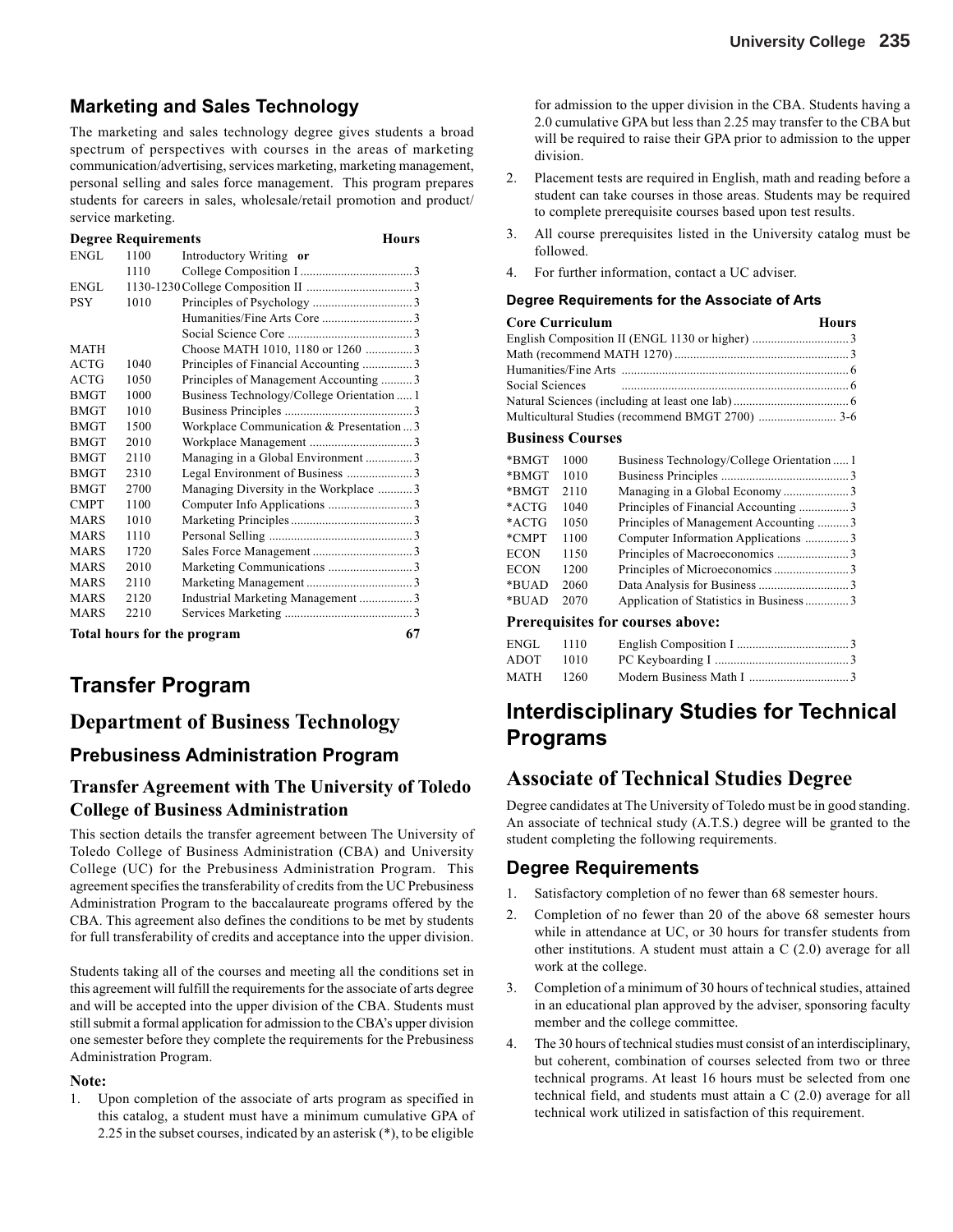## Marketing and Sales Technology

The marketing and sales technology degree gives students a broad spectrum of perspectives with courses in the areas of marketing communication/advertising, services marketing, marketing management, personal selling and sales force management. This program prepares students for careers in sales, wholesale/retail promotion and product/service marketing.

| Degree Requirements | | | Hours |
|---|---|---|---|
| ENGL | 1100 | Introductory Writing **or** | |
| | 1110 | College Composition I | 3 |
| ENGL | 1130-1230 | College Composition II | 3 |
| PSY | 1010 | Principles of Psychology | 3 |
| | | Humanities/Fine Arts Core | 3 |
| | | Social Science Core | 3 |
| MATH | | Choose MATH 1010, 1180 or 1260 | 3 |
| ACTG | 1040 | Principles of Financial Accounting | 3 |
| ACTG | 1050 | Principles of Management Accounting | 3 |
| BMGT | 1000 | Business Technology/College Orientation | 1 |
| BMGT | 1010 | Business Principles | 3 |
| BMGT | 1500 | Workplace Communication & Presentation | 3 |
| BMGT | 2010 | Workplace Management | 3 |
| BMGT | 2110 | Managing in a Global Environment | 3 |
| BMGT | 2310 | Legal Environment of Business | 3 |
| BMGT | 2700 | Managing Diversity in the Workplace | 3 |
| CMPT | 1100 | Computer Info Applications | 3 |
| MARS | 1010 | Marketing Principles | 3 |
| MARS | 1110 | Personal Selling | 3 |
| MARS | 1720 | Sales Force Management | 3 |
| MARS | 2010 | Marketing Communications | 3 |
| MARS | 2110 | Marketing Management | 3 |
| MARS | 2120 | Industrial Marketing Management | 3 |
| MARS | 2210 | Services Marketing | 3 |
| **Total hours for the program** | | | **67** |

# Transfer Program

## Department of Business Technology

### Prebusiness Administration Program

### Transfer Agreement with The University of Toledo College of Business Administration

This section details the transfer agreement between The University of Toledo College of Business Administration (CBA) and University College (UC) for the Prebusiness Administration Program. This agreement specifies the transferability of credits from the UC Prebusiness Administration Program to the baccalaureate programs offered by the CBA. This agreement also defines the conditions to be met by students for full transferability of credits and acceptance into the upper division.

Students taking all of the courses and meeting all the conditions set in this agreement will fulfill the requirements for the associate of arts degree and will be accepted into the upper division of the CBA. Students must still submit a formal application for admission to the CBA's upper division one semester before they complete the requirements for the Prebusiness Administration Program.

**Note:**

1. Upon completion of the associate of arts program as specified in this catalog, a student must have a minimum cumulative GPA of 2.25 in the subset courses, indicated by an asterisk (*), to be eligible for admission to the upper division in the CBA. Students having a 2.0 cumulative GPA but less than 2.25 may transfer to the CBA but will be required to raise their GPA prior to admission to the upper division.
2. Placement tests are required in English, math and reading before a student can take courses in those areas. Students may be required to complete prerequisite courses based upon test results.
3. All course prerequisites listed in the University catalog must be followed.
4. For further information, contact a UC adviser.

#### Degree Requirements for the Associate of Arts

| Core Curriculum | Hours |
|---|---|
| English Composition II (ENGL 1130 or higher) | 3 |
| Math (recommend MATH 1270) | 3 |
| Humanities/Fine Arts | 6 |
| Social Sciences | 6 |
| Natural Sciences (including at least one lab) | 6 |
| Multicultural Studies (recommend BMGT 2700) | 3-6 |

**Business Courses**

| | | | |
|---|---|---|---|
| *BMGT | 1000 | Business Technology/College Orientation | 1 |
| *BMGT | 1010 | Business Principles | 3 |
| *BMGT | 2110 | Managing in a Global Economy | 3 |
| *ACTG | 1040 | Principles of Financial Accounting | 3 |
| *ACTG | 1050 | Principles of Management Accounting | 3 |
| *CMPT | 1100 | Computer Information Applications | 3 |
| ECON | 1150 | Principles of Macroeconomics | 3 |
| ECON | 1200 | Principles of Microeconomics | 3 |
| *BUAD | 2060 | Data Analysis for Business | 3 |
| *BUAD | 2070 | Application of Statistics in Business | 3 |

**Prerequisites for courses above:**

| | | | |
|---|---|---|---|
| ENGL | 1110 | English Composition I | 3 |
| ADOT | 1010 | PC Keyboarding I | 3 |
| MATH | 1260 | Modern Business Math I | 3 |

# Interdisciplinary Studies for Technical Programs

## Associate of Technical Studies Degree

Degree candidates at The University of Toledo must be in good standing. An associate of technical study (A.T.S.) degree will be granted to the student completing the following requirements.

### Degree Requirements

1. Satisfactory completion of no fewer than 68 semester hours.
2. Completion of no fewer than 20 of the above 68 semester hours while in attendance at UC, or 30 hours for transfer students from other institutions. A student must attain a C (2.0) average for all work at the college.
3. Completion of a minimum of 30 hours of technical studies, attained in an educational plan approved by the adviser, sponsoring faculty member and the college committee.
4. The 30 hours of technical studies must consist of an interdisciplinary, but coherent, combination of courses selected from two or three technical programs. At least 16 hours must be selected from one technical field, and students must attain a C (2.0) average for all technical work utilized in satisfaction of this requirement.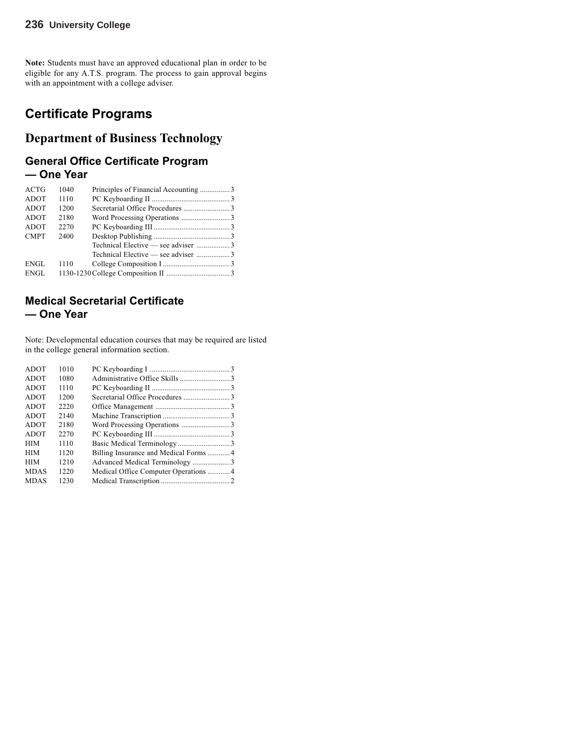**Note:** Students must have an approved educational plan in order to be eligible for any A.T.S. program. The process to gain approval begins with an appointment with a college adviser.

# Certificate Programs

## Department of Business Technology

### General Office Certificate Program — One Year

| | | | |
|---|---|---|---|
| ACTG | 1040 | Principles of Financial Accounting | 3 |
| ADOT | 1110 | PC Keyboarding II | 3 |
| ADOT | 1200 | Secretarial Office Procedures | 3 |
| ADOT | 2180 | Word Processing Operations | 3 |
| ADOT | 2270 | PC Keyboarding III | 3 |
| CMPT | 2400 | Desktop Publishing | 3 |
| | | Technical Elective — see adviser | 3 |
| | | Technical Elective — see adviser | 3 |
| ENGL | 1110 | College Composition I | 3 |
| ENGL | 1130-1230 | College Composition II | 3 |

### Medical Secretarial Certificate — One Year

Note: Developmental education courses that may be required are listed in the college general information section.

| | | | |
|---|---|---|---|
| ADOT | 1010 | PC Keyboarding I | 3 |
| ADOT | 1080 | Administrative Office Skills | 3 |
| ADOT | 1110 | PC Keyboarding II | 3 |
| ADOT | 1200 | Secretarial Office Procedures | 3 |
| ADOT | 2220 | Office Management | 3 |
| ADOT | 2140 | Machine Transcription | 3 |
| ADOT | 2180 | Word Processing Operations | 3 |
| ADOT | 2270 | PC Keyboarding III | 3 |
| HIM | 1110 | Basic Medical Terminology | 3 |
| HIM | 1120 | Billing Insurance and Medical Forms | 4 |
| HIM | 1210 | Advanced Medical Terminology | 3 |
| MDAS | 1220 | Medical Office Computer Operations | 4 |
| MDAS | 1230 | Medical Transcription | 2 |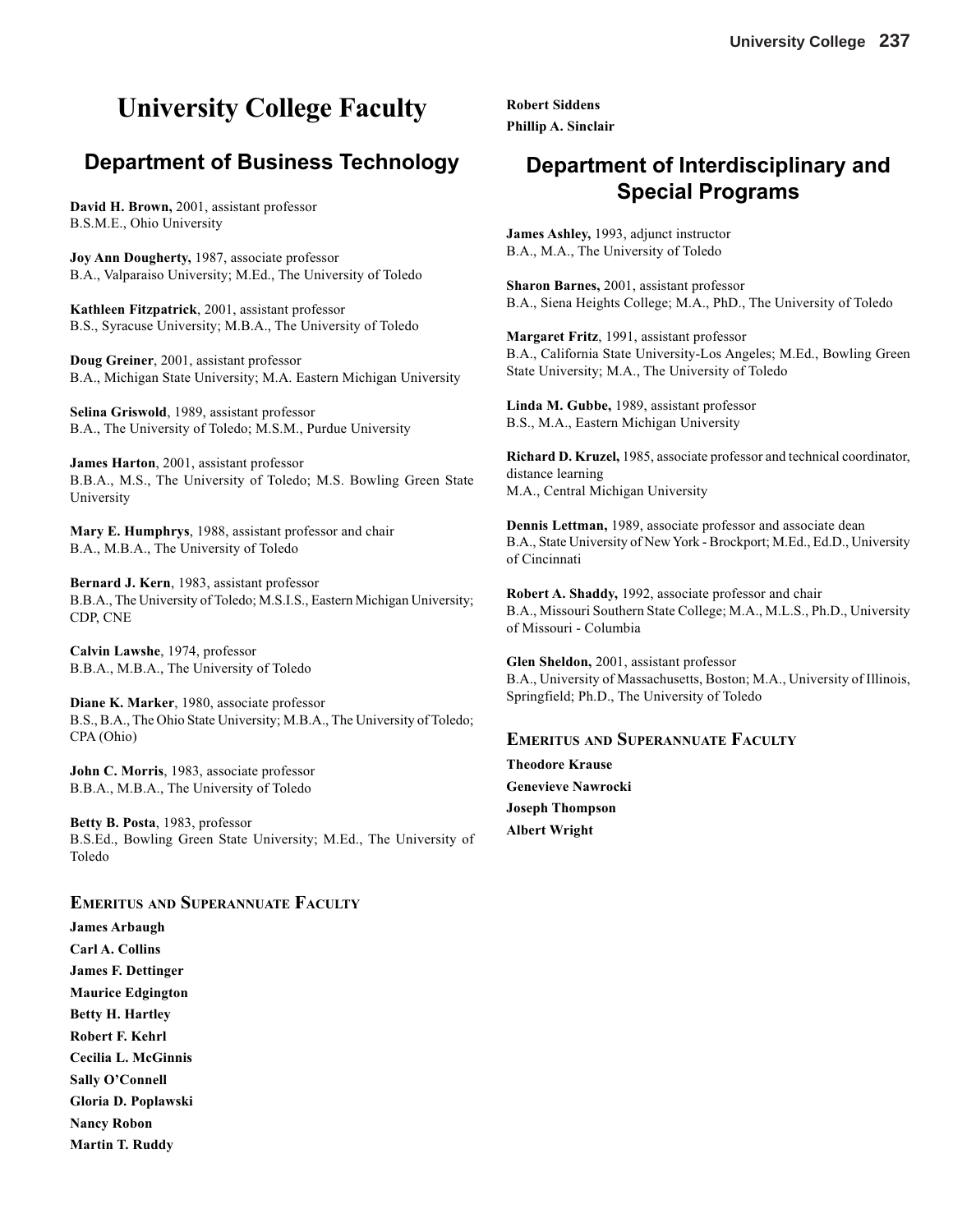# University College Faculty

## Department of Business Technology

**David H. Brown,** 2001, assistant professor
B.S.M.E., Ohio University

**Joy Ann Dougherty,** 1987, associate professor
B.A., Valparaiso University; M.Ed., The University of Toledo

**Kathleen Fitzpatrick**, 2001, assistant professor
B.S., Syracuse University; M.B.A., The University of Toledo

**Doug Greiner**, 2001, assistant professor
B.A., Michigan State University; M.A. Eastern Michigan University

**Selina Griswold**, 1989, assistant professor
B.A., The University of Toledo; M.S.M., Purdue University

**James Harton**, 2001, assistant professor
B.B.A., M.S., The University of Toledo; M.S. Bowling Green State University

**Mary E. Humphrys**, 1988, assistant professor and chair
B.A., M.B.A., The University of Toledo

**Bernard J. Kern**, 1983, assistant professor
B.B.A., The University of Toledo; M.S.I.S., Eastern Michigan University; CDP, CNE

**Calvin Lawshe**, 1974, professor
B.B.A., M.B.A., The University of Toledo

**Diane K. Marker**, 1980, associate professor
B.S., B.A., The Ohio State University; M.B.A., The University of Toledo; CPA (Ohio)

**John C. Morris**, 1983, associate professor
B.B.A., M.B.A., The University of Toledo

**Betty B. Posta**, 1983, professor
B.S.Ed., Bowling Green State University; M.Ed., The University of Toledo

### Emeritus and Superannuate Faculty

**James Arbaugh**
**Carl A. Collins**
**James F. Dettinger**
**Maurice Edgington**
**Betty H. Hartley**
**Robert F. Kehrl**
**Cecilia L. McGinnis**
**Sally O'Connell**
**Gloria D. Poplawski**
**Nancy Robon**
**Martin T. Ruddy**
**Robert Siddens**
**Phillip A. Sinclair**

## Department of Interdisciplinary and Special Programs

**James Ashley,** 1993, adjunct instructor
B.A., M.A., The University of Toledo

**Sharon Barnes,** 2001, assistant professor
B.A., Siena Heights College; M.A., PhD., The University of Toledo

**Margaret Fritz**, 1991, assistant professor
B.A., California State University-Los Angeles; M.Ed., Bowling Green State University; M.A., The University of Toledo

**Linda M. Gubbe,** 1989, assistant professor
B.S., M.A., Eastern Michigan University

**Richard D. Kruzel,** 1985, associate professor and technical coordinator, distance learning
M.A., Central Michigan University

**Dennis Lettman,** 1989, associate professor and associate dean
B.A., State University of New York - Brockport; M.Ed., Ed.D., University of Cincinnati

**Robert A. Shaddy,** 1992, associate professor and chair
B.A., Missouri Southern State College; M.A., M.L.S., Ph.D., University of Missouri - Columbia

**Glen Sheldon,** 2001, assistant professor
B.A., University of Massachusetts, Boston; M.A., University of Illinois, Springfield; Ph.D., The University of Toledo

### Emeritus and Superannuate Faculty

**Theodore Krause**
**Genevieve Nawrocki**
**Joseph Thompson**
**Albert Wright**